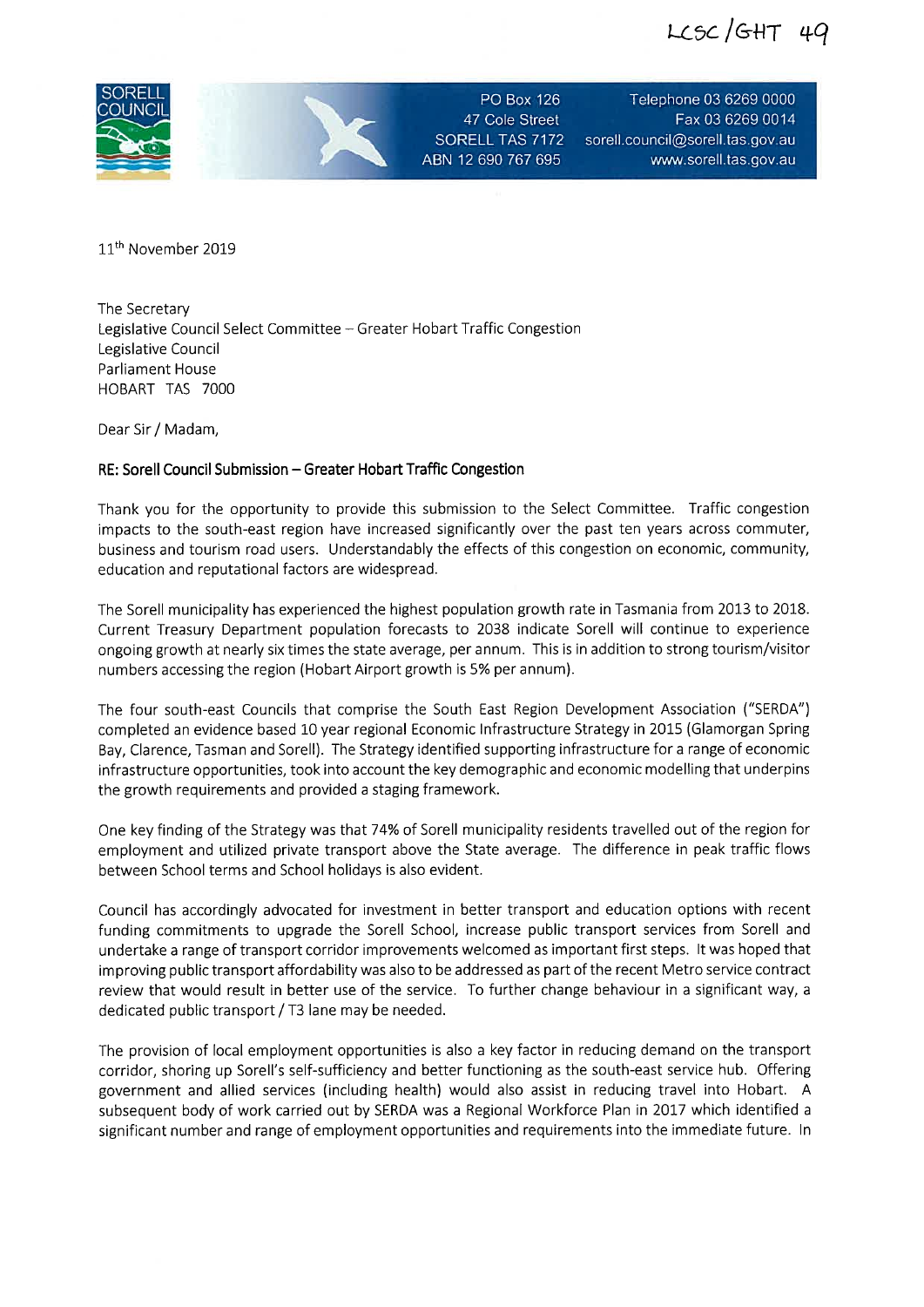LCSC/GHT 49

SORELL COUNCIL

PO Box 126
47 Cole Street
SORELL TAS 7172
ABN 12 690 767 695

Telephone 03 6269 0000
Fax 03 6269 0014
sorell.council@sorell.tas.gov.au
www.sorell.tas.gov.au

11th November 2019

The Secretary
Legislative Council Select Committee – Greater Hobart Traffic Congestion
Legislative Council
Parliament House
HOBART TAS 7000

Dear Sir / Madam,

**RE: Sorell Council Submission – Greater Hobart Traffic Congestion**

Thank you for the opportunity to provide this submission to the Select Committee. Traffic congestion impacts to the south-east region have increased significantly over the past ten years across commuter, business and tourism road users. Understandably the effects of this congestion on economic, community, education and reputational factors are widespread.

The Sorell municipality has experienced the highest population growth rate in Tasmania from 2013 to 2018. Current Treasury Department population forecasts to 2038 indicate Sorell will continue to experience ongoing growth at nearly six times the state average, per annum. This is in addition to strong tourism/visitor numbers accessing the region (Hobart Airport growth is 5% per annum).

The four south-east Councils that comprise the South East Region Development Association ("SERDA") completed an evidence based 10 year regional Economic Infrastructure Strategy in 2015 (Glamorgan Spring Bay, Clarence, Tasman and Sorell). The Strategy identified supporting infrastructure for a range of economic infrastructure opportunities, took into account the key demographic and economic modelling that underpins the growth requirements and provided a staging framework.

One key finding of the Strategy was that 74% of Sorell municipality residents travelled out of the region for employment and utilized private transport above the State average. The difference in peak traffic flows between School terms and School holidays is also evident.

Council has accordingly advocated for investment in better transport and education options with recent funding commitments to upgrade the Sorell School, increase public transport services from Sorell and undertake a range of transport corridor improvements welcomed as important first steps. It was hoped that improving public transport affordability was also to be addressed as part of the recent Metro service contract review that would result in better use of the service. To further change behaviour in a significant way, a dedicated public transport / T3 lane may be needed.

The provision of local employment opportunities is also a key factor in reducing demand on the transport corridor, shoring up Sorell's self-sufficiency and better functioning as the south-east service hub. Offering government and allied services (including health) would also assist in reducing travel into Hobart. A subsequent body of work carried out by SERDA was a Regional Workforce Plan in 2017 which identified a significant number and range of employment opportunities and requirements into the immediate future. In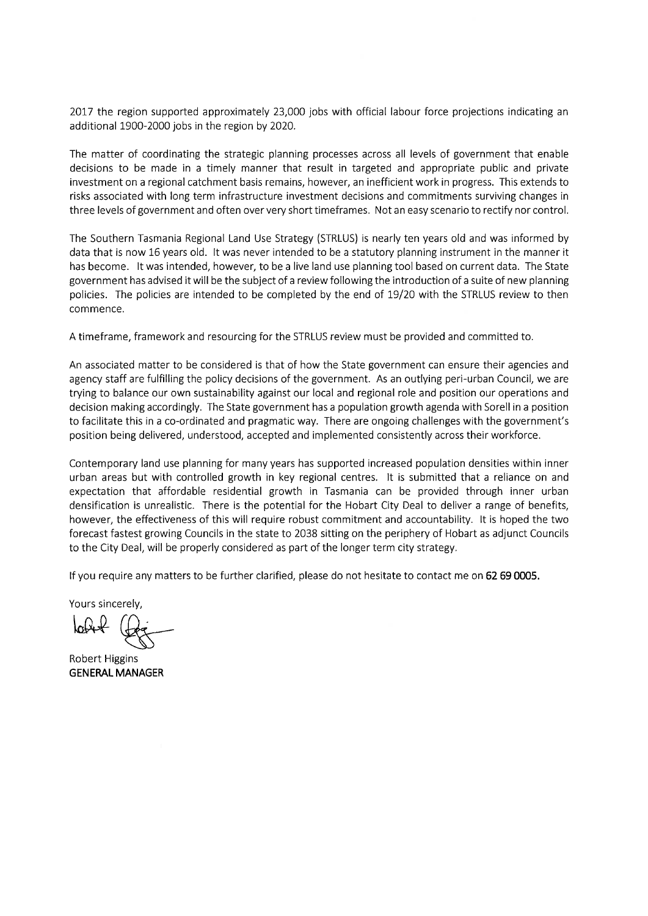2017 the region supported approximately 23,000 jobs with official labour force projections indicating an additional 1900-2000 jobs in the region by 2020.

The matter of coordinating the strategic planning processes across all levels of government that enable decisions to be made in a timely manner that result in targeted and appropriate public and private investment on a regional catchment basis remains, however, an inefficient work in progress. This extends to risks associated with long term infrastructure investment decisions and commitments surviving changes in three levels of government and often over very short timeframes. Not an easy scenario to rectify nor control.

The Southern Tasmania Regional Land Use Strategy (STRLUS) is nearly ten years old and was informed by data that is now 16 years old. It was never intended to be a statutory planning instrument in the manner it has become. It was intended, however, to be a live land use planning tool based on current data. The State government has advised it will be the subject of a review following the introduction of a suite of new planning policies. The policies are intended to be completed by the end of 19/20 with the STRLUS review to then commence.

A timeframe, framework and resourcing for the STRLUS review must be provided and committed to.

An associated matter to be considered is that of how the State government can ensure their agencies and agency staff are fulfilling the policy decisions of the government. As an outlying peri-urban Council, we are trying to balance our own sustainability against our local and regional role and position our operations and decision making accordingly. The State government has a population growth agenda with Sorell in a position to facilitate this in a co-ordinated and pragmatic way. There are ongoing challenges with the government's position being delivered, understood, accepted and implemented consistently across their workforce.

Contemporary land use planning for many years has supported increased population densities within inner urban areas but with controlled growth in key regional centres. It is submitted that a reliance on and expectation that affordable residential growth in Tasmania can be provided through inner urban densification is unrealistic. There is the potential for the Hobart City Deal to deliver a range of benefits, however, the effectiveness of this will require robust commitment and accountability. It is hoped the two forecast fastest growing Councils in the state to 2038 sitting on the periphery of Hobart as adjunct Councils to the City Deal, will be properly considered as part of the longer term city strategy.

If you require any matters to be further clarified, please do not hesitate to contact me on **62 69 0005.**

Yours sincerely,

Robert Higgins
**GENERAL MANAGER**